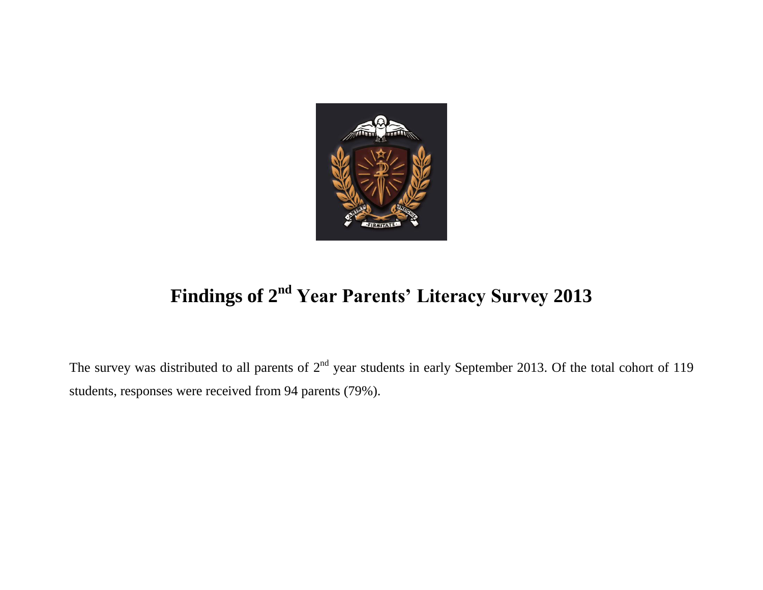# Findings of 2nd Year Parents' Literacy Survey 2013

The survey was distributed to all parents of 2nd year students in early September 2013. Of the total cohort of 119 students, responses were received from 94 parents (79%).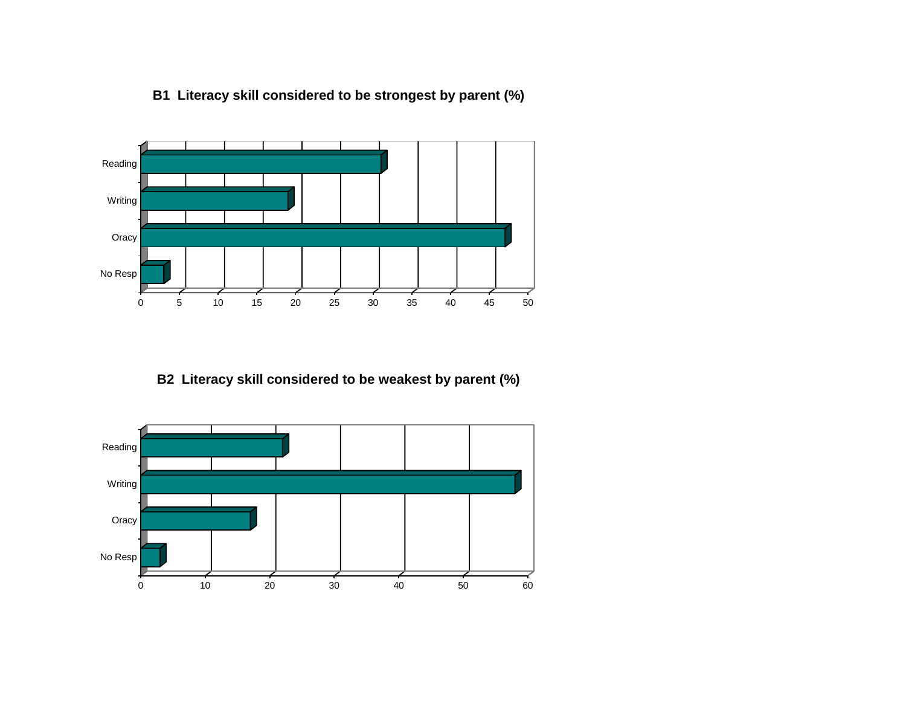**B1 Literacy skill considered to be strongest by parent (%)**

Reading

Writing

Oracy

No Resp

0 5 10 15 20 25 30 35 40 45 50

**B2 Literacy skill considered to be weakest by parent (%)**

Reading

Writing

Oracy

No Resp

0 10 20 30 40 50 60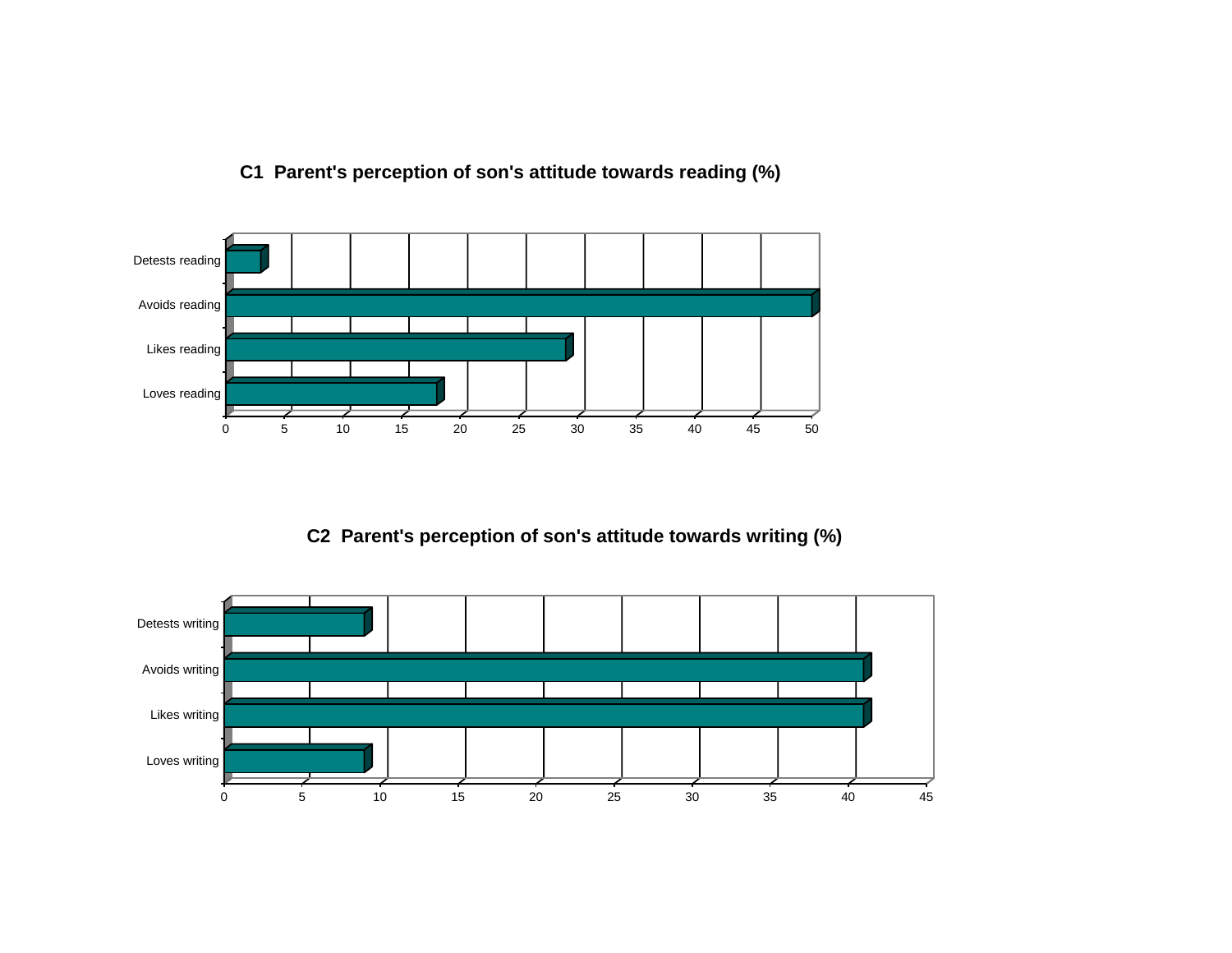**C1 Parent's perception of son's attitude towards reading (%)**

**C2 Parent's perception of son's attitude towards writing (%)**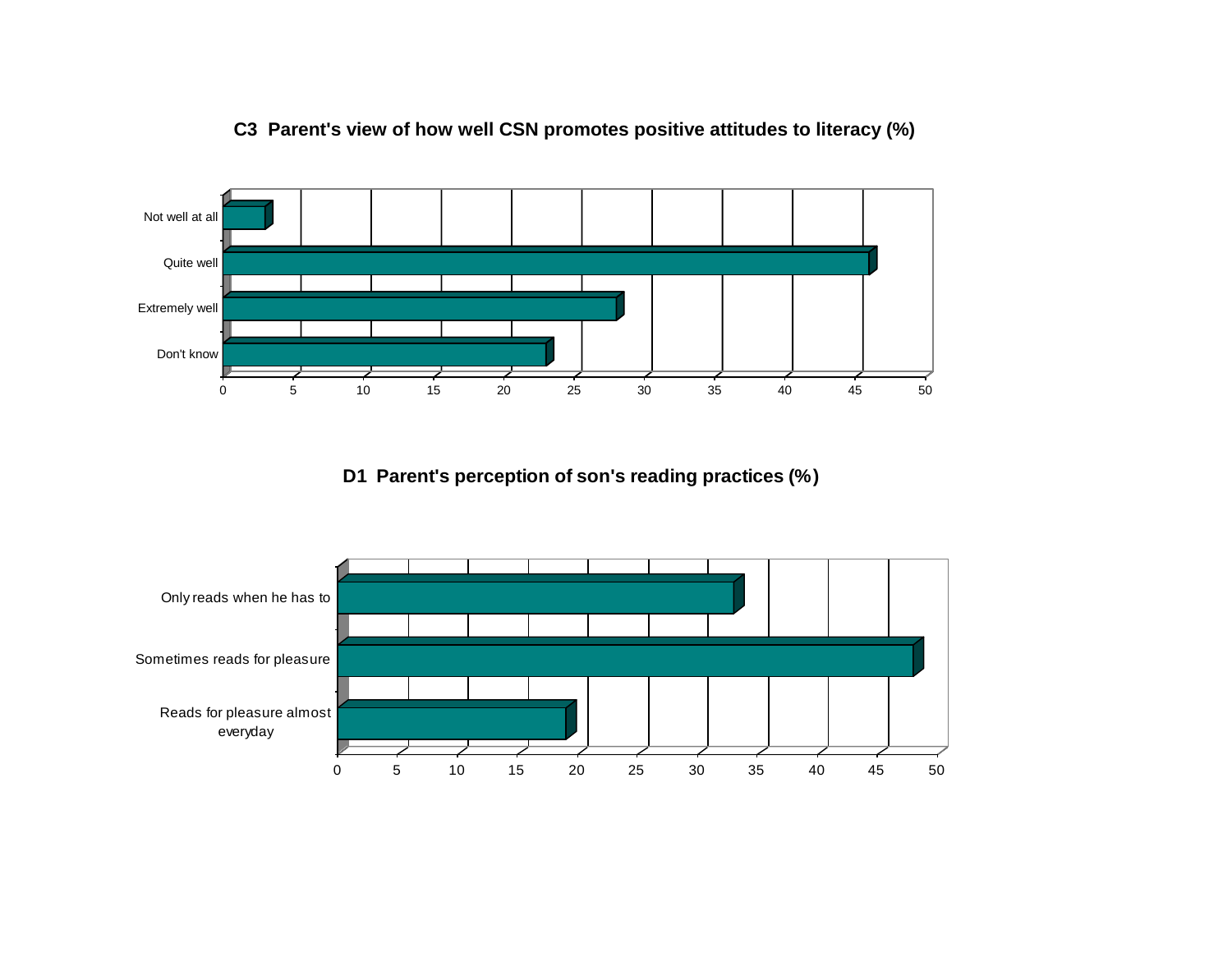**C3 Parent's view of how well CSN promotes positive attitudes to literacy (%)**

| Response | % |
| --- | --- |
| Not well at all | 3 |
| Quite well | 46 |
| Extremely well | 28 |
| Don't know | 23 |

**D1 Parent's perception of son's reading practices (%)**

| Response | % |
| --- | --- |
| Only reads when he has to | 33 |
| Sometimes reads for pleasure | 48 |
| Reads for pleasure almost everyday | 19 |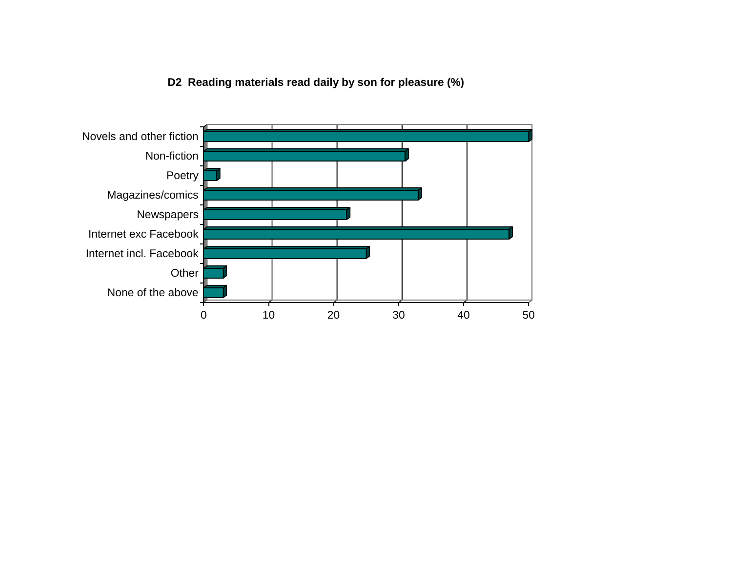**D2 Reading materials read daily by son for pleasure (%)**

- Novels and other fiction
- Non-fiction
- Poetry
- Magazines/comics
- Newspapers
- Internet exc Facebook
- Internet incl. Facebook
- Other
- None of the above

0 10 20 30 40 50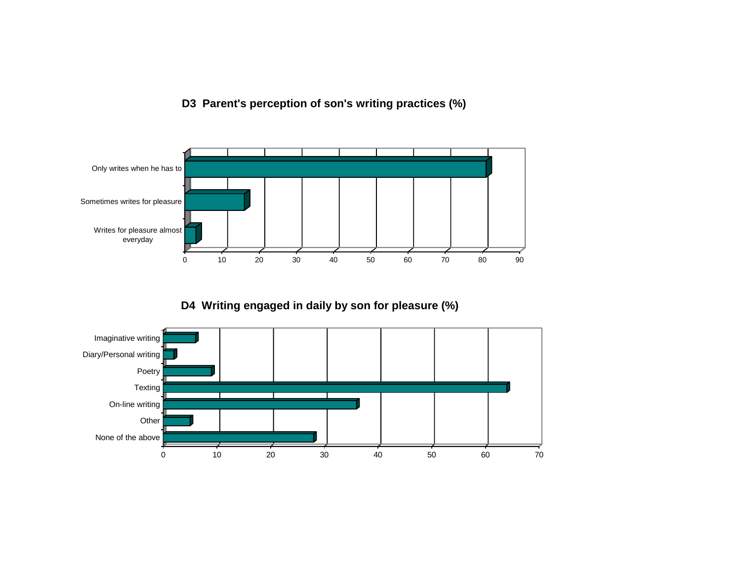**D3 Parent's perception of son's writing practices (%)**

**D4 Writing engaged in daily by son for pleasure (%)**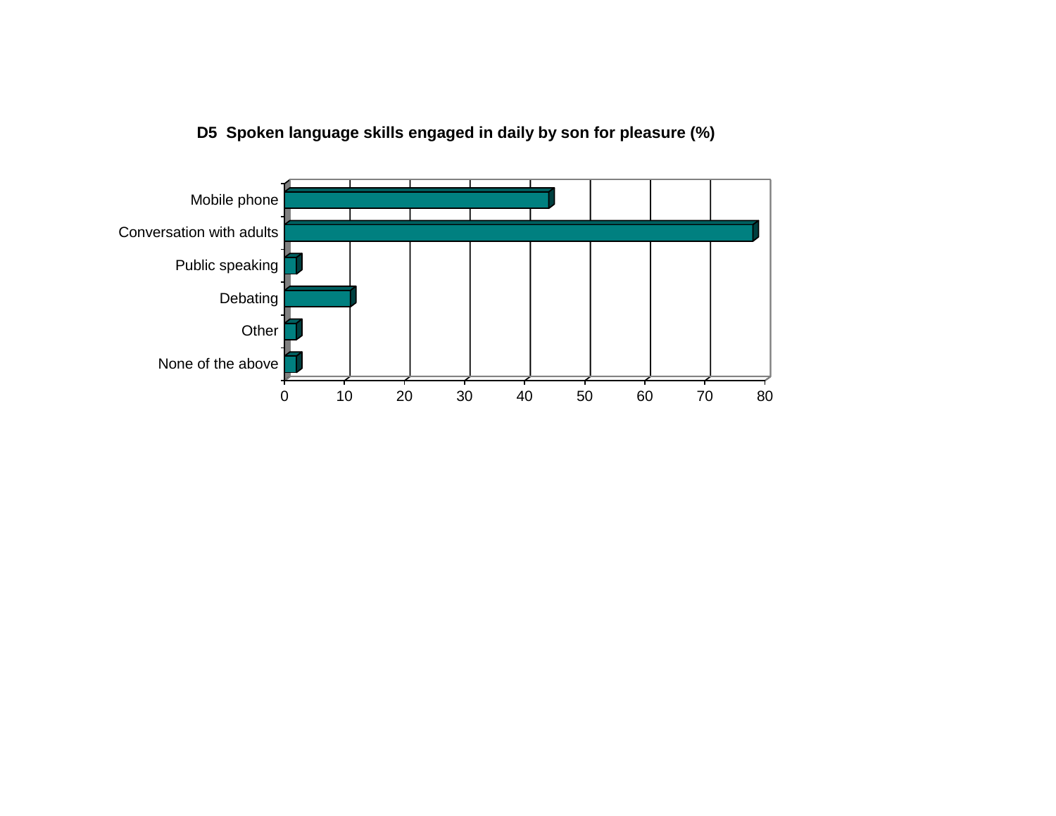**D5 Spoken language skills engaged in daily by son for pleasure (%)**

Mobile phone

Conversation with adults

Public speaking

Debating

Other

None of the above

0 10 20 30 40 50 60 70 80